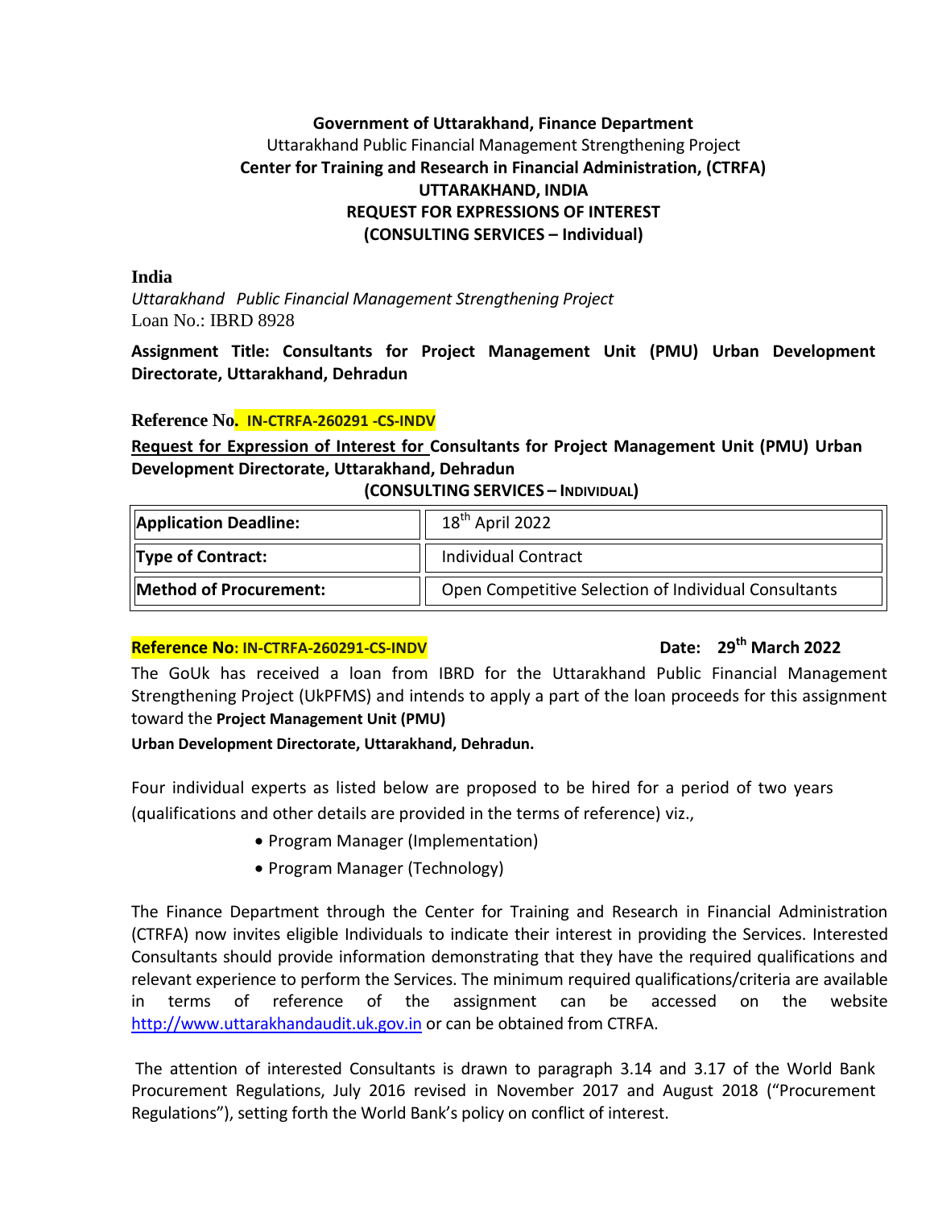**Government of Uttarakhand, Finance Department**

Uttarakhand Public Financial Management Strengthening Project

**Center for Training and Research in Financial Administration, (CTRFA)**

**UTTARAKHAND, INDIA**

**REQUEST FOR EXPRESSIONS OF INTEREST**

**(CONSULTING SERVICES – Individual)**

**India**

*Uttarakhand Public Financial Management Strengthening Project*

Loan No.: IBRD 8928

**Assignment Title: Consultants for Project Management Unit (PMU) Urban Development Directorate, Uttarakhand, Dehradun**

**Reference No. IN-CTRFA-260291 -CS-INDV**

**Request for Expression of Interest for Consultants for Project Management Unit (PMU) Urban Development Directorate, Uttarakhand, Dehradun**

**(CONSULTING SERVICES – INDIVIDUAL)**

| **Application Deadline:** | 18th April 2022 |
|---|---|
| **Type of Contract:** | Individual Contract |
| **Method of Procurement:** | Open Competitive Selection of Individual Consultants |

**Reference No: IN-CTRFA-260291-CS-INDV** **Date: 29th March 2022**

The GoUk has received a loan from IBRD for the Uttarakhand Public Financial Management Strengthening Project (UkPFMS) and intends to apply a part of the loan proceeds for this assignment toward the **Project Management Unit (PMU)**

**Urban Development Directorate, Uttarakhand, Dehradun.**

Four individual experts as listed below are proposed to be hired for a period of two years (qualifications and other details are provided in the terms of reference) viz.,

- Program Manager (Implementation)
- Program Manager (Technology)

The Finance Department through the Center for Training and Research in Financial Administration (CTRFA) now invites eligible Individuals to indicate their interest in providing the Services. Interested Consultants should provide information demonstrating that they have the required qualifications and relevant experience to perform the Services. The minimum required qualifications/criteria are available in terms of reference of the assignment can be accessed on the website http://www.uttarakhandaudit.uk.gov.in or can be obtained from CTRFA.

The attention of interested Consultants is drawn to paragraph 3.14 and 3.17 of the World Bank Procurement Regulations, July 2016 revised in November 2017 and August 2018 ("Procurement Regulations"), setting forth the World Bank's policy on conflict of interest.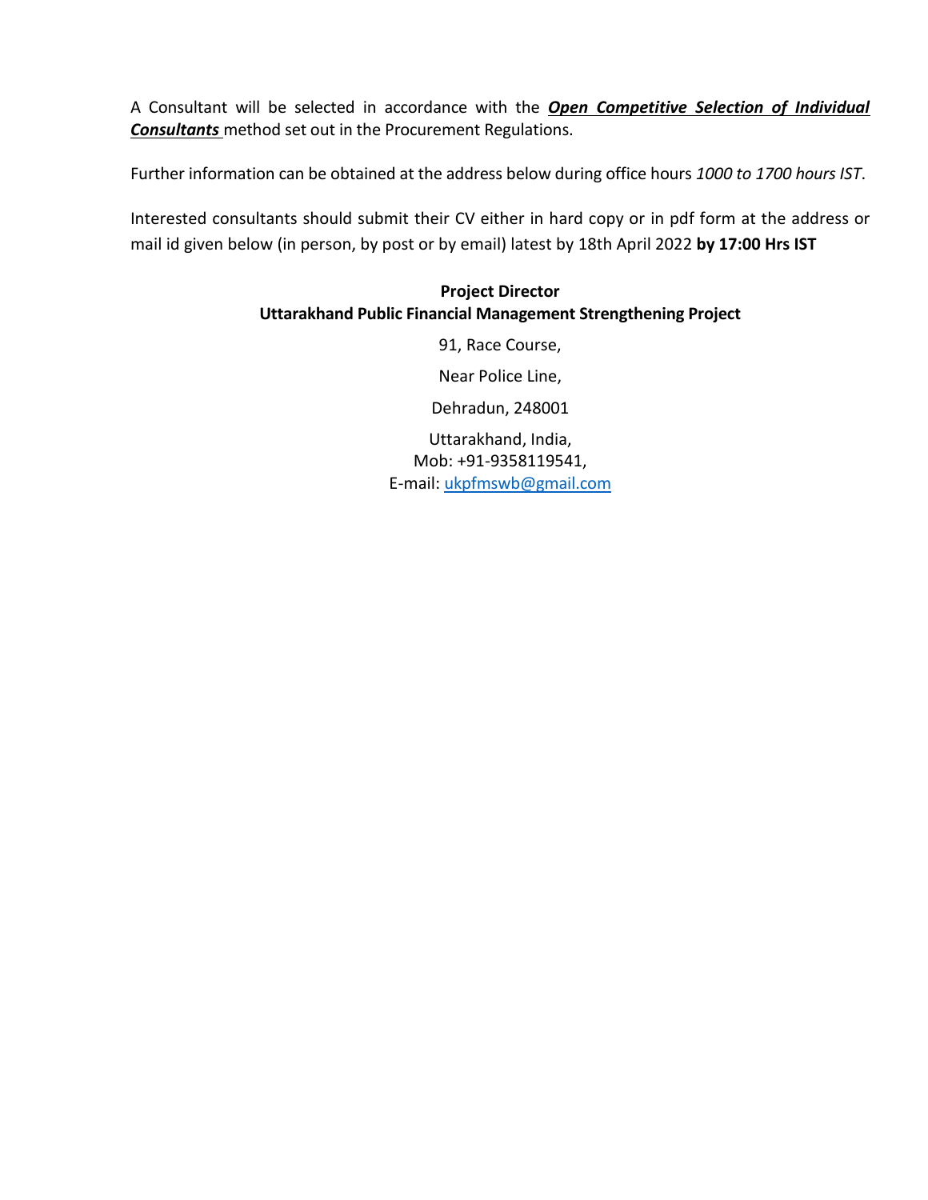A Consultant will be selected in accordance with the ***Open Competitive Selection of Individual Consultants*** method set out in the Procurement Regulations.

Further information can be obtained at the address below during office hours *1000 to 1700 hours IST*.

Interested consultants should submit their CV either in hard copy or in pdf form at the address or mail id given below (in person, by post or by email) latest by 18th April 2022 **by 17:00 Hrs IST**

**Project Director**
**Uttarakhand Public Financial Management Strengthening Project**

91, Race Course,

Near Police Line,

Dehradun, 248001

Uttarakhand, India,
Mob: +91-9358119541,
E-mail: ukpfmswb@gmail.com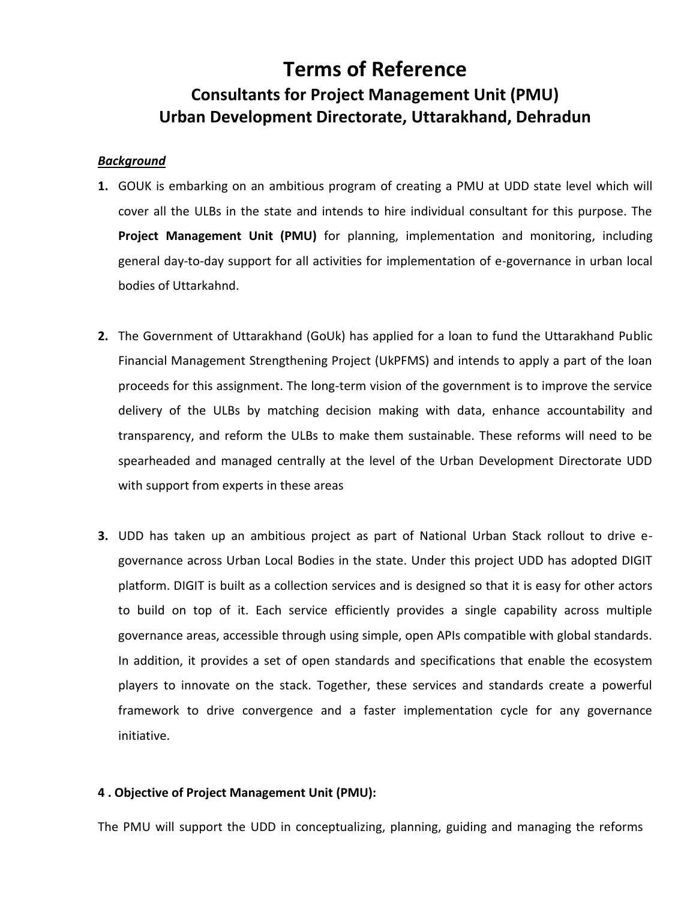# Terms of Reference

## Consultants for Project Management Unit (PMU)
## Urban Development Directorate, Uttarakhand, Dehradun

***Background***

1. GOUK is embarking on an ambitious program of creating a PMU at UDD state level which will cover all the ULBs in the state and intends to hire individual consultant for this purpose. The **Project Management Unit (PMU)** for planning, implementation and monitoring, including general day-to-day support for all activities for implementation of e-governance in urban local bodies of Uttarkahnd.

2. The Government of Uttarakhand (GoUk) has applied for a loan to fund the Uttarakhand Public Financial Management Strengthening Project (UkPFMS) and intends to apply a part of the loan proceeds for this assignment. The long-term vision of the government is to improve the service delivery of the ULBs by matching decision making with data, enhance accountability and transparency, and reform the ULBs to make them sustainable. These reforms will need to be spearheaded and managed centrally at the level of the Urban Development Directorate UDD with support from experts in these areas

3. UDD has taken up an ambitious project as part of National Urban Stack rollout to drive e-governance across Urban Local Bodies in the state. Under this project UDD has adopted DIGIT platform. DIGIT is built as a collection services and is designed so that it is easy for other actors to build on top of it. Each service efficiently provides a single capability across multiple governance areas, accessible through using simple, open APIs compatible with global standards. In addition, it provides a set of open standards and specifications that enable the ecosystem players to innovate on the stack. Together, these services and standards create a powerful framework to drive convergence and a faster implementation cycle for any governance initiative.

**4 . Objective of Project Management Unit (PMU):**

The PMU will support the UDD in conceptualizing, planning, guiding and managing the reforms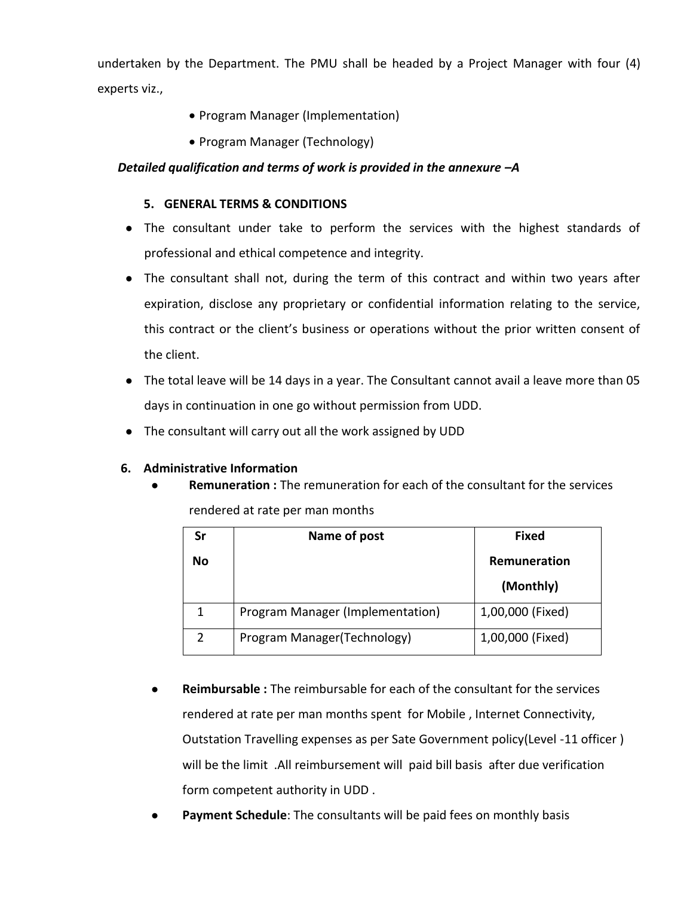undertaken by the Department. The PMU shall be headed by a Project Manager with four (4) experts viz.,

- Program Manager (Implementation)
- Program Manager (Technology)

***Detailed qualification and terms of work is provided in the annexure –A***

### 5. GENERAL TERMS & CONDITIONS

- The consultant under take to perform the services with the highest standards of professional and ethical competence and integrity.
- The consultant shall not, during the term of this contract and within two years after expiration, disclose any proprietary or confidential information relating to the service, this contract or the client's business or operations without the prior written consent of the client.
- The total leave will be 14 days in a year. The Consultant cannot avail a leave more than 05 days in continuation in one go without permission from UDD.
- The consultant will carry out all the work assigned by UDD

### 6. Administrative Information

- **Remuneration :** The remuneration for each of the consultant for the services rendered at rate per man months

| Sr No | Name of post | Fixed Remuneration (Monthly) |
|---|---|---|
| 1 | Program Manager (Implementation) | 1,00,000 (Fixed) |
| 2 | Program Manager(Technology) | 1,00,000 (Fixed) |

- **Reimbursable :** The reimbursable for each of the consultant for the services rendered at rate per man months spent for Mobile , Internet Connectivity, Outstation Travelling expenses as per Sate Government policy(Level -11 officer ) will be the limit .All reimbursement will paid bill basis after due verification form competent authority in UDD .
- **Payment Schedule**: The consultants will be paid fees on monthly basis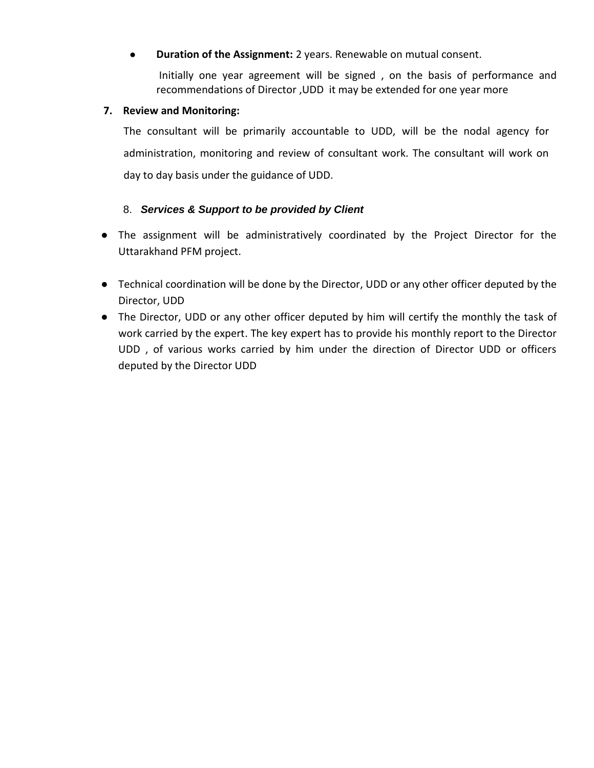- **Duration of the Assignment:** 2 years. Renewable on mutual consent.

  Initially one year agreement will be signed , on the basis of performance and recommendations of Director ,UDD it may be extended for one year more

**7. Review and Monitoring:**

The consultant will be primarily accountable to UDD, will be the nodal agency for administration, monitoring and review of consultant work. The consultant will work on day to day basis under the guidance of UDD.

8. ***Services & Support to be provided by Client***

- The assignment will be administratively coordinated by the Project Director for the Uttarakhand PFM project.

- Technical coordination will be done by the Director, UDD or any other officer deputed by the Director, UDD
- The Director, UDD or any other officer deputed by him will certify the monthly the task of work carried by the expert. The key expert has to provide his monthly report to the Director UDD , of various works carried by him under the direction of Director UDD or officers deputed by the Director UDD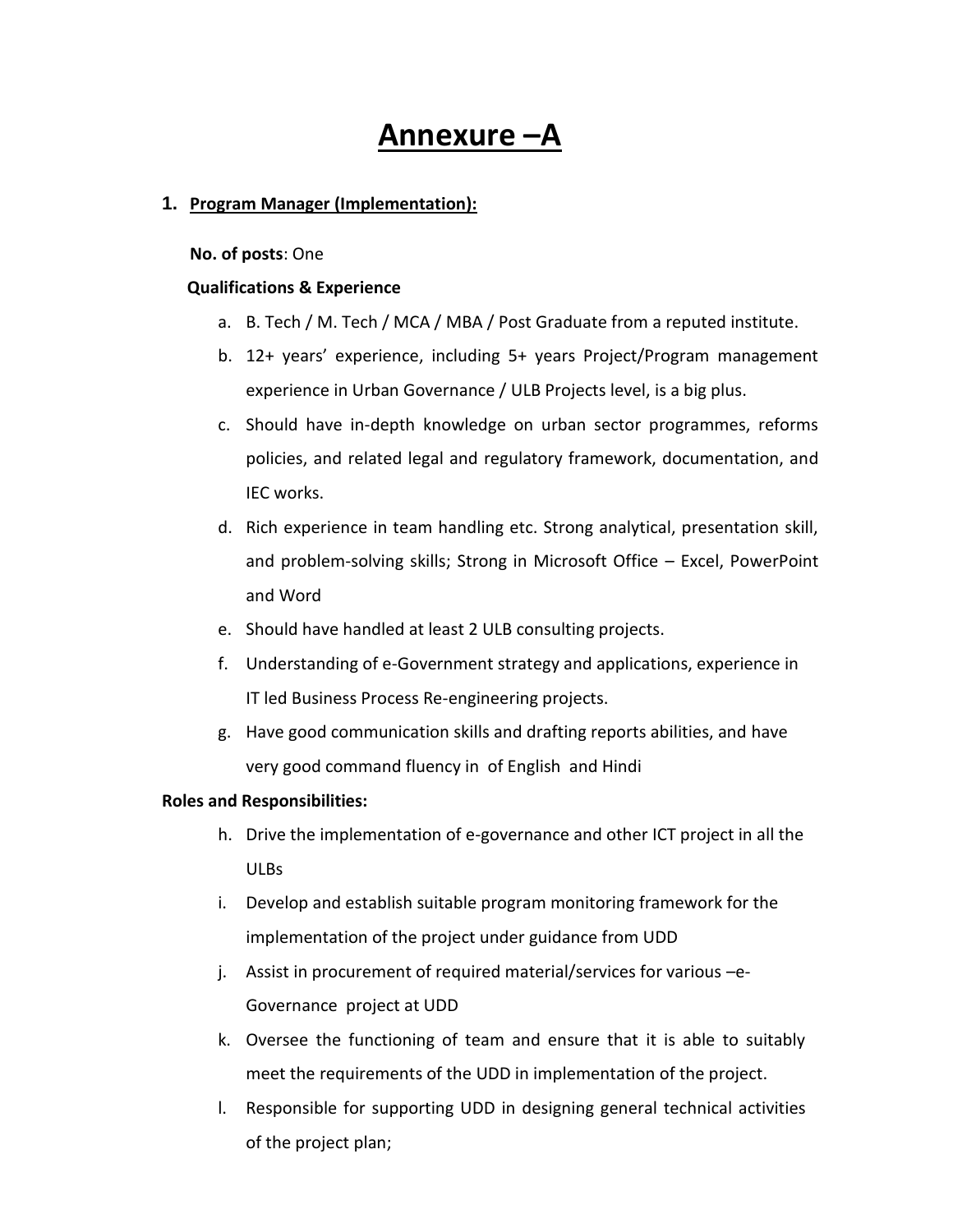# Annexure –A

## 1. Program Manager (Implementation):

**No. of posts**: One

**Qualifications & Experience**

a. B. Tech / M. Tech / MCA / MBA / Post Graduate from a reputed institute.

b. 12+ years' experience, including 5+ years Project/Program management experience in Urban Governance / ULB Projects level, is a big plus.

c. Should have in-depth knowledge on urban sector programmes, reforms policies, and related legal and regulatory framework, documentation, and IEC works.

d. Rich experience in team handling etc. Strong analytical, presentation skill, and problem-solving skills; Strong in Microsoft Office – Excel, PowerPoint and Word

e. Should have handled at least 2 ULB consulting projects.

f. Understanding of e-Government strategy and applications, experience in IT led Business Process Re-engineering projects.

g. Have good communication skills and drafting reports abilities, and have very good command fluency in of English and Hindi

**Roles and Responsibilities:**

h. Drive the implementation of e-governance and other ICT project in all the ULBs

i. Develop and establish suitable program monitoring framework for the implementation of the project under guidance from UDD

j. Assist in procurement of required material/services for various –e-Governance project at UDD

k. Oversee the functioning of team and ensure that it is able to suitably meet the requirements of the UDD in implementation of the project.

l. Responsible for supporting UDD in designing general technical activities of the project plan;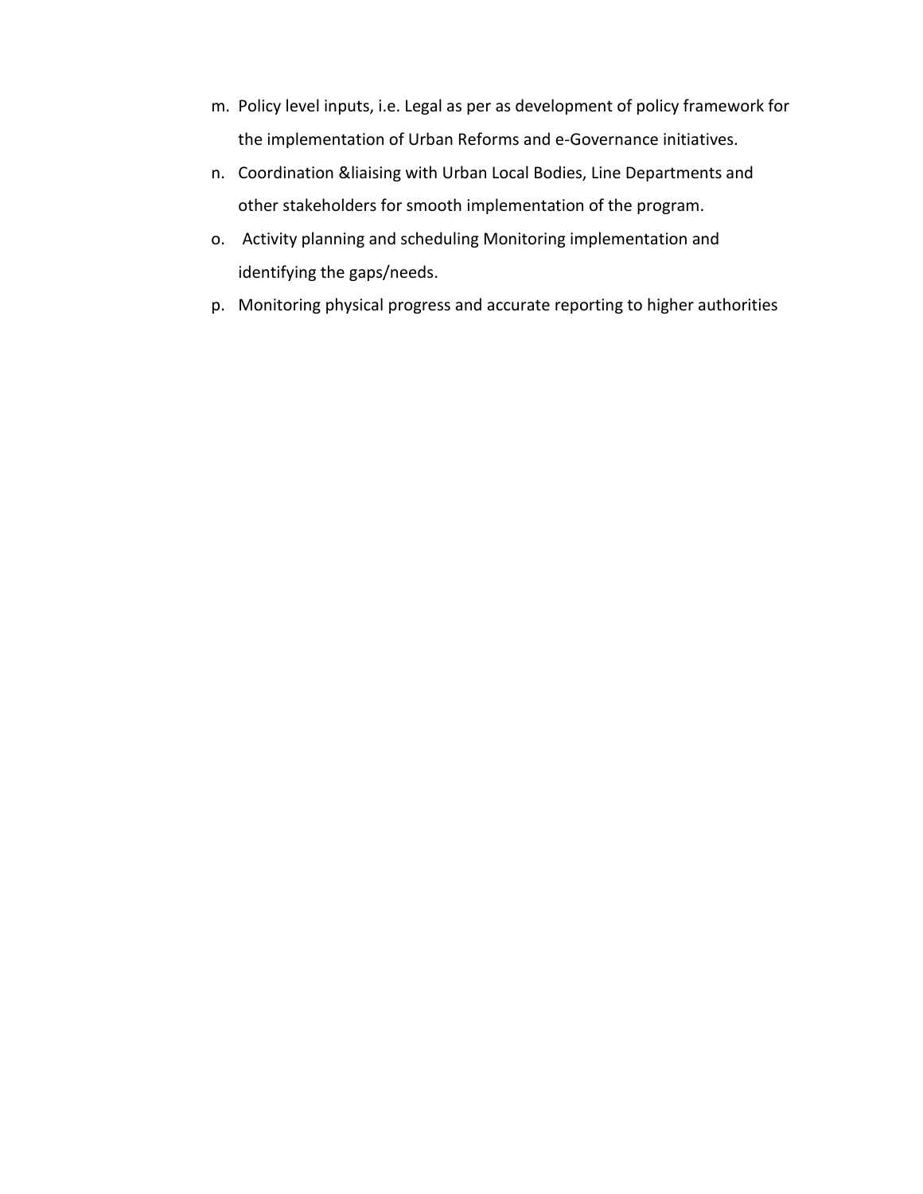m. Policy level inputs, i.e. Legal as per as development of policy framework for the implementation of Urban Reforms and e-Governance initiatives.
n. Coordination &liaising with Urban Local Bodies, Line Departments and other stakeholders for smooth implementation of the program.
o. Activity planning and scheduling Monitoring implementation and identifying the gaps/needs.
p. Monitoring physical progress and accurate reporting to higher authorities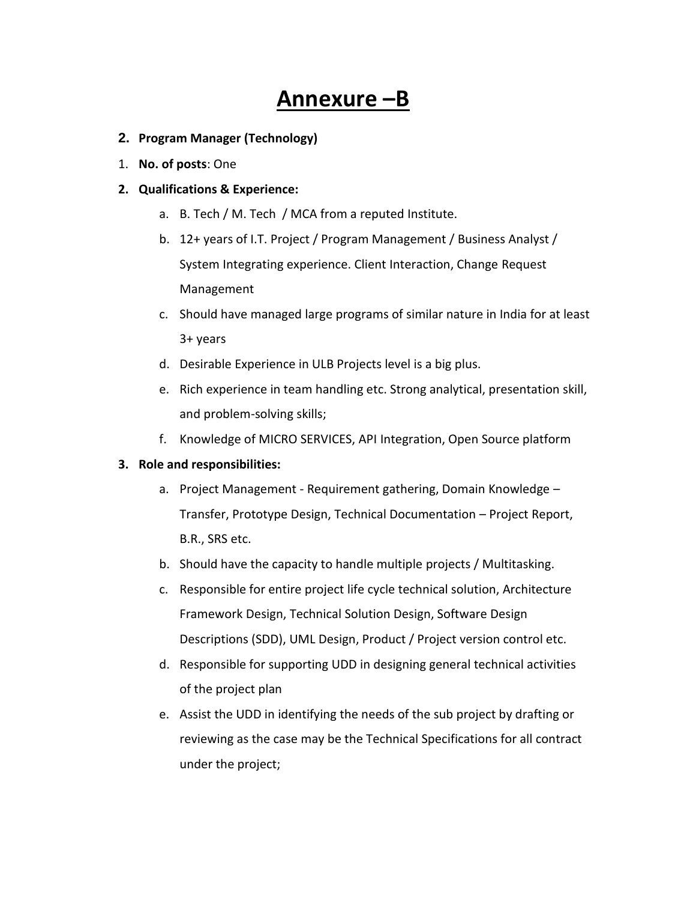# Annexure –B

**2. Program Manager (Technology)**

1. **No. of posts**: One
2. **Qualifications & Experience:**
   a. B. Tech / M. Tech / MCA from a reputed Institute.
   b. 12+ years of I.T. Project / Program Management / Business Analyst / System Integrating experience. Client Interaction, Change Request Management
   c. Should have managed large programs of similar nature in India for at least 3+ years
   d. Desirable Experience in ULB Projects level is a big plus.
   e. Rich experience in team handling etc. Strong analytical, presentation skill, and problem-solving skills;
   f. Knowledge of MICRO SERVICES, API Integration, Open Source platform
3. **Role and responsibilities:**
   a. Project Management - Requirement gathering, Domain Knowledge – Transfer, Prototype Design, Technical Documentation – Project Report, B.R., SRS etc.
   b. Should have the capacity to handle multiple projects / Multitasking.
   c. Responsible for entire project life cycle technical solution, Architecture Framework Design, Technical Solution Design, Software Design Descriptions (SDD), UML Design, Product / Project version control etc.
   d. Responsible for supporting UDD in designing general technical activities of the project plan
   e. Assist the UDD in identifying the needs of the sub project by drafting or reviewing as the case may be the Technical Specifications for all contract under the project;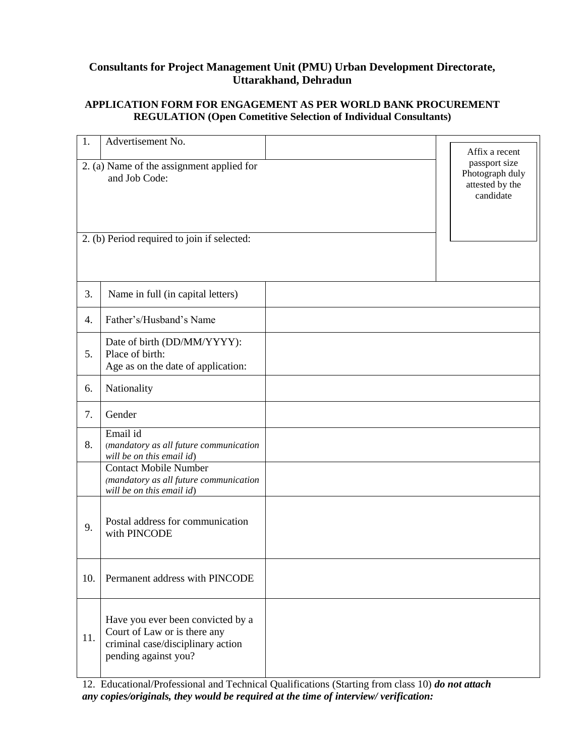**Consultants for Project Management Unit (PMU) Urban Development Directorate, Uttarakhand, Dehradun**

**APPLICATION FORM FOR ENGAGEMENT AS PER WORLD BANK PROCUREMENT REGULATION (Open Cometitive Selection of Individual Consultants)**

| | | | |
|---|---|---|---|
| 1. | Advertisement No. | | Affix a recent passport size Photograph duly attested by the candidate |
| 2. (a) Name of the assignment applied for and Job Code: | | | |
| 2. (b) Period required to join if selected: | | | |
| 3. | Name in full (in capital letters) | | |
| 4. | Father's/Husband's Name | | |
| 5. | Date of birth (DD/MM/YYYY):<br>Place of birth:<br>Age as on the date of application: | | |
| 6. | Nationality | | |
| 7. | Gender | | |
| 8. | Email id<br>*(mandatory as all future communication will be on this email id)* | | |
| | Contact Mobile Number<br>*(mandatory as all future communication will be on this email id)* | | |
| 9. | Postal address for communication with PINCODE | | |
| 10. | Permanent address with PINCODE | | |
| 11. | Have you ever been convicted by a Court of Law or is there any criminal case/disciplinary action pending against you? | | |

12. Educational/Professional and Technical Qualifications (Starting from class 10) ***do not attach any copies/originals, they would be required at the time of interview/ verification:***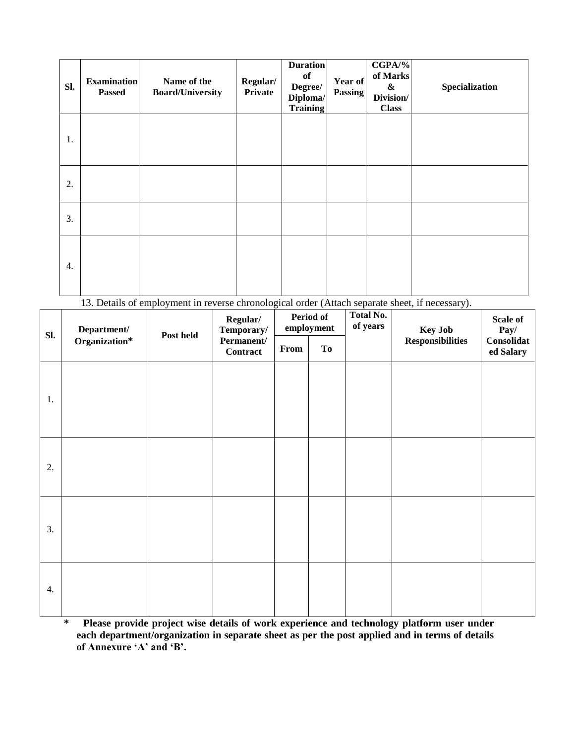| Sl. | Examination Passed | Name of the Board/University | Regular/ Private | Duration of Degree/ Diploma/ Training | Year of Passing | CGPA/% of Marks & Division/ Class | Specialization |
|---|---|---|---|---|---|---|---|
| 1. | | | | | | | |
| 2. | | | | | | | |
| 3. | | | | | | | |
| 4. | | | | | | | |

13. Details of employment in reverse chronological order (Attach separate sheet, if necessary).

| Sl. | Department/ Organization* | Post held | Regular/ Temporary/ Permanent/ Contract | Period of employment | | Total No. of years | Key Job Responsibilities | Scale of Pay/ Consolidated Salary |
|---|---|---|---|---|---|---|---|---|
| | | | | From | To | | | |
| 1. | | | | | | | | |
| 2. | | | | | | | | |
| 3. | | | | | | | | |
| 4. | | | | | | | | |

**\* Please provide project wise details of work experience and technology platform user under each department/organization in separate sheet as per the post applied and in terms of details of Annexure 'A' and 'B'.**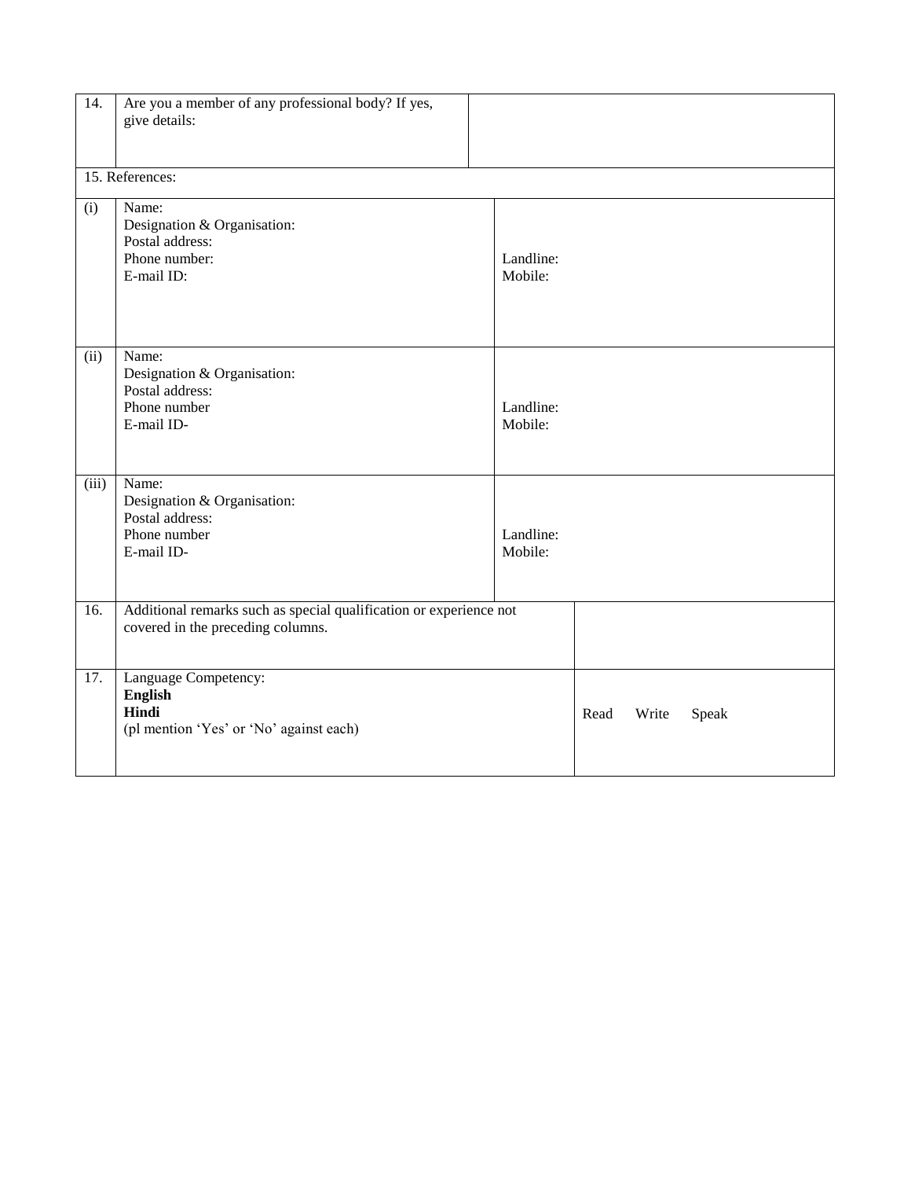| | | |
|---|---|---|
| 14. | Are you a member of any professional body? If yes, give details: | |
| 15. References: | | |
| (i) | Name:<br>Designation & Organisation:<br>Postal address:<br>Phone number:<br>E-mail ID: | Landline:<br>Mobile: |
| (ii) | Name:<br>Designation & Organisation:<br>Postal address:<br>Phone number<br>E-mail ID- | Landline:<br>Mobile: |
| (iii) | Name:<br>Designation & Organisation:<br>Postal address:<br>Phone number<br>E-mail ID- | Landline:<br>Mobile: |
| 16. | Additional remarks such as special qualification or experience not covered in the preceding columns. | |
| 17. | Language Competency:<br>**English**<br>**Hindi**<br>(pl mention 'Yes' or 'No' against each) | Read Write Speak |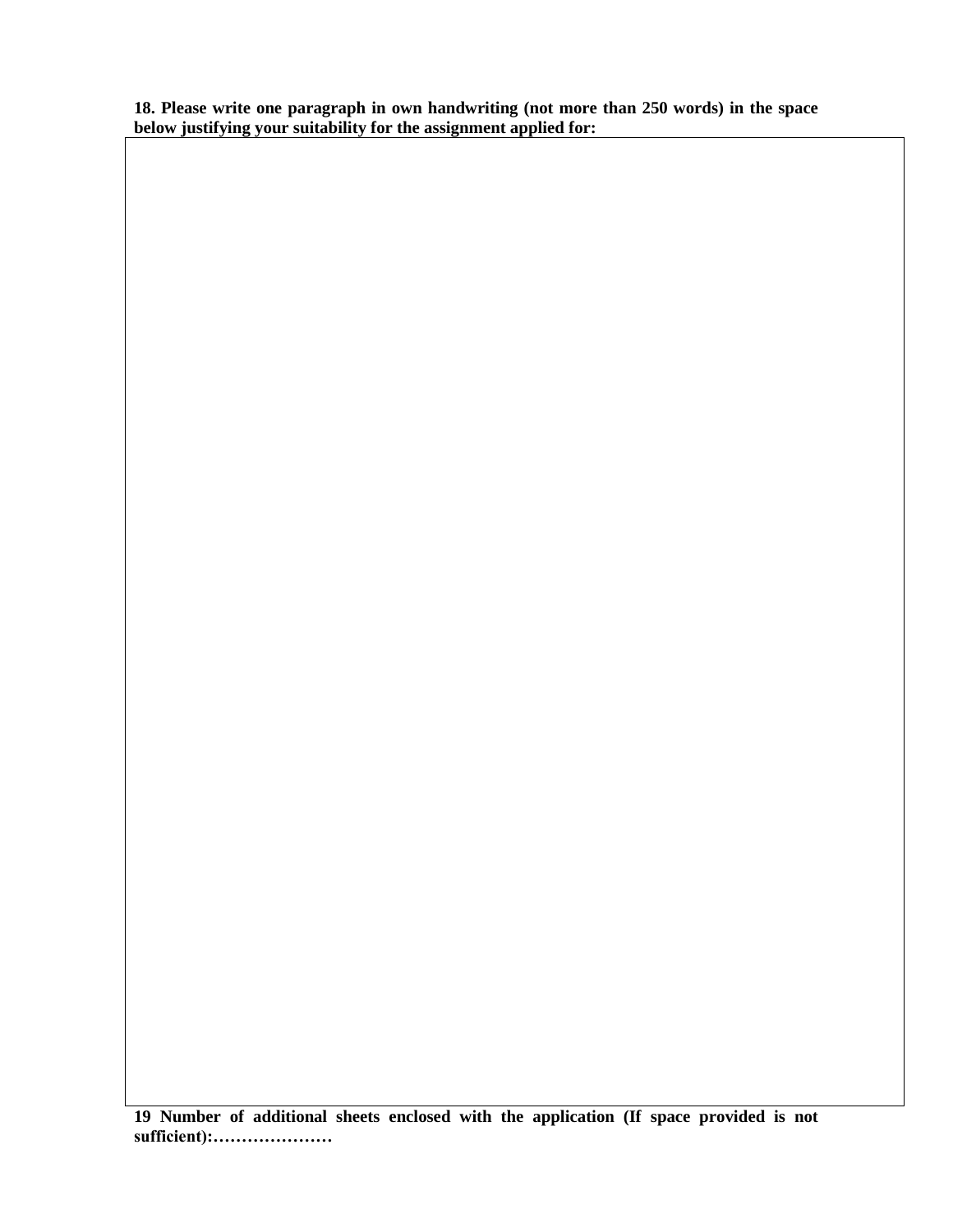**18. Please write one paragraph in own handwriting (not more than 250 words) in the space below justifying your suitability for the assignment applied for:**

| |
|---|
| |

**19 Number of additional sheets enclosed with the application (If space provided is not sufficient):…………………**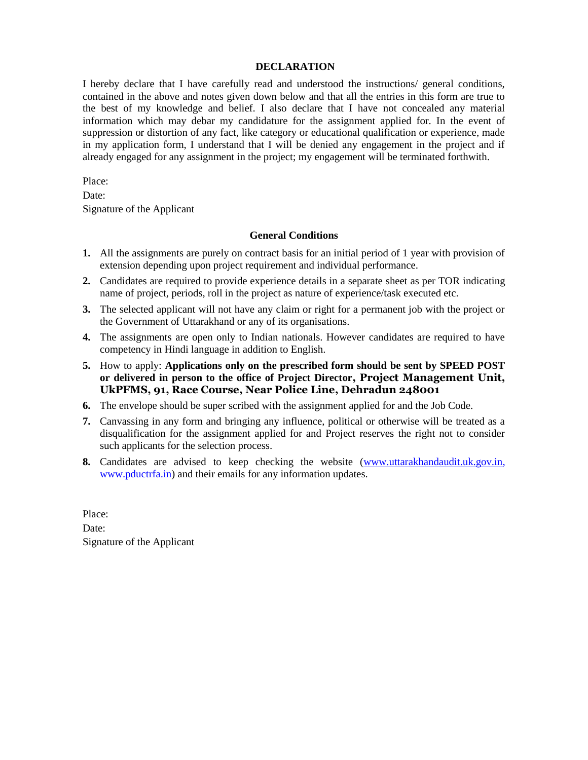## DECLARATION

I hereby declare that I have carefully read and understood the instructions/ general conditions, contained in the above and notes given down below and that all the entries in this form are true to the best of my knowledge and belief. I also declare that I have not concealed any material information which may debar my candidature for the assignment applied for. In the event of suppression or distortion of any fact, like category or educational qualification or experience, made in my application form, I understand that I will be denied any engagement in the project and if already engaged for any assignment in the project; my engagement will be terminated forthwith.

Place:

Date:

Signature of the Applicant

## General Conditions

1. All the assignments are purely on contract basis for an initial period of 1 year with provision of extension depending upon project requirement and individual performance.
2. Candidates are required to provide experience details in a separate sheet as per TOR indicating name of project, periods, roll in the project as nature of experience/task executed etc.
3. The selected applicant will not have any claim or right for a permanent job with the project or the Government of Uttarakhand or any of its organisations.
4. The assignments are open only to Indian nationals. However candidates are required to have competency in Hindi language in addition to English.
5. How to apply: **Applications only on the prescribed form should be sent by SPEED POST or delivered in person to the office of Project Director, Project Management Unit, UkPFMS, 91, Race Course, Near Police Line, Dehradun 248001**
6. The envelope should be super scribed with the assignment applied for and the Job Code.
7. Canvassing in any form and bringing any influence, political or otherwise will be treated as a disqualification for the assignment applied for and Project reserves the right not to consider such applicants for the selection process.
8. Candidates are advised to keep checking the website (www.uttarakhandaudit.uk.gov.in, www.pductrfa.in) and their emails for any information updates.

Place:

Date:

Signature of the Applicant